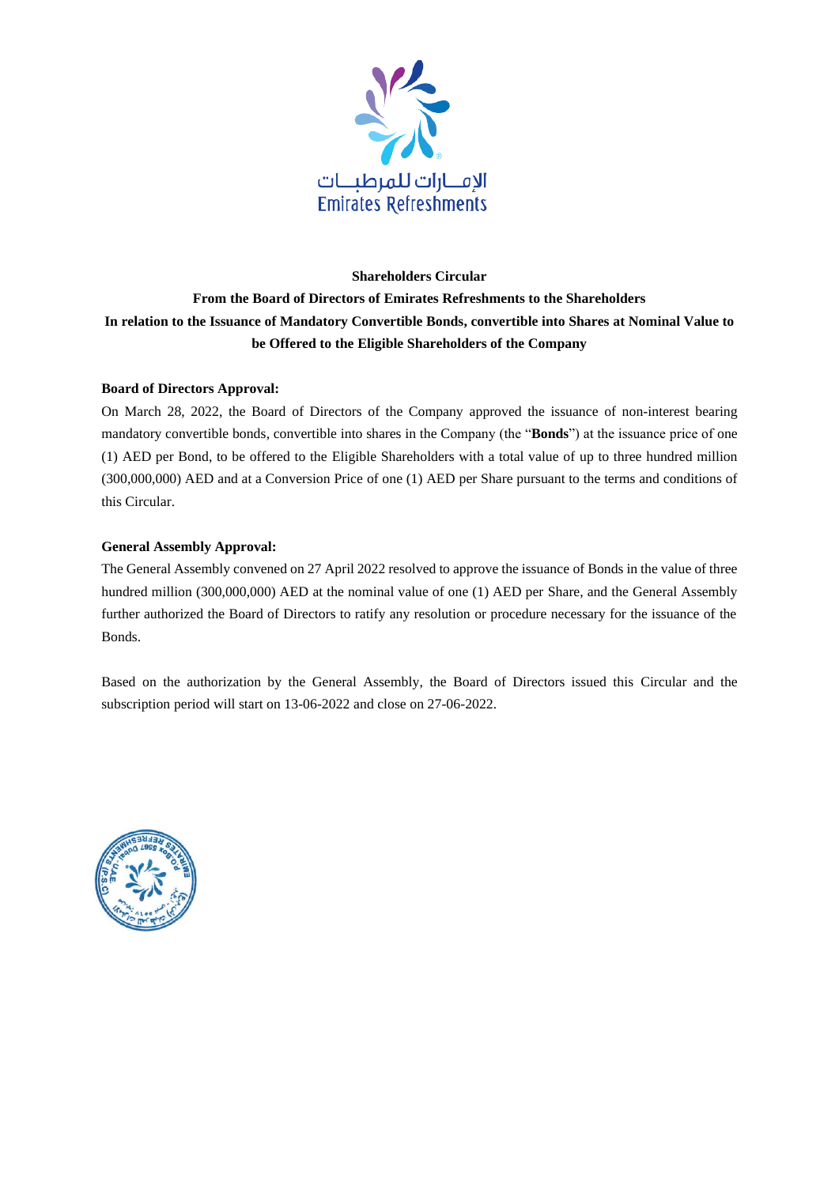الإمـــارات للمرطبـــات
Emirates Refreshments

**Shareholders Circular**

**From the Board of Directors of Emirates Refreshments to the Shareholders**

**In relation to the Issuance of Mandatory Convertible Bonds, convertible into Shares at Nominal Value to be Offered to the Eligible Shareholders of the Company**

**Board of Directors Approval:**

On March 28, 2022, the Board of Directors of the Company approved the issuance of non-interest bearing mandatory convertible bonds, convertible into shares in the Company (the "**Bonds**") at the issuance price of one (1) AED per Bond, to be offered to the Eligible Shareholders with a total value of up to three hundred million (300,000,000) AED and at a Conversion Price of one (1) AED per Share pursuant to the terms and conditions of this Circular.

**General Assembly Approval:**

The General Assembly convened on 27 April 2022 resolved to approve the issuance of Bonds in the value of three hundred million (300,000,000) AED at the nominal value of one (1) AED per Share, and the General Assembly further authorized the Board of Directors to ratify any resolution or procedure necessary for the issuance of the Bonds.

Based on the authorization by the General Assembly, the Board of Directors issued this Circular and the subscription period will start on 13-06-2022 and close on 27-06-2022.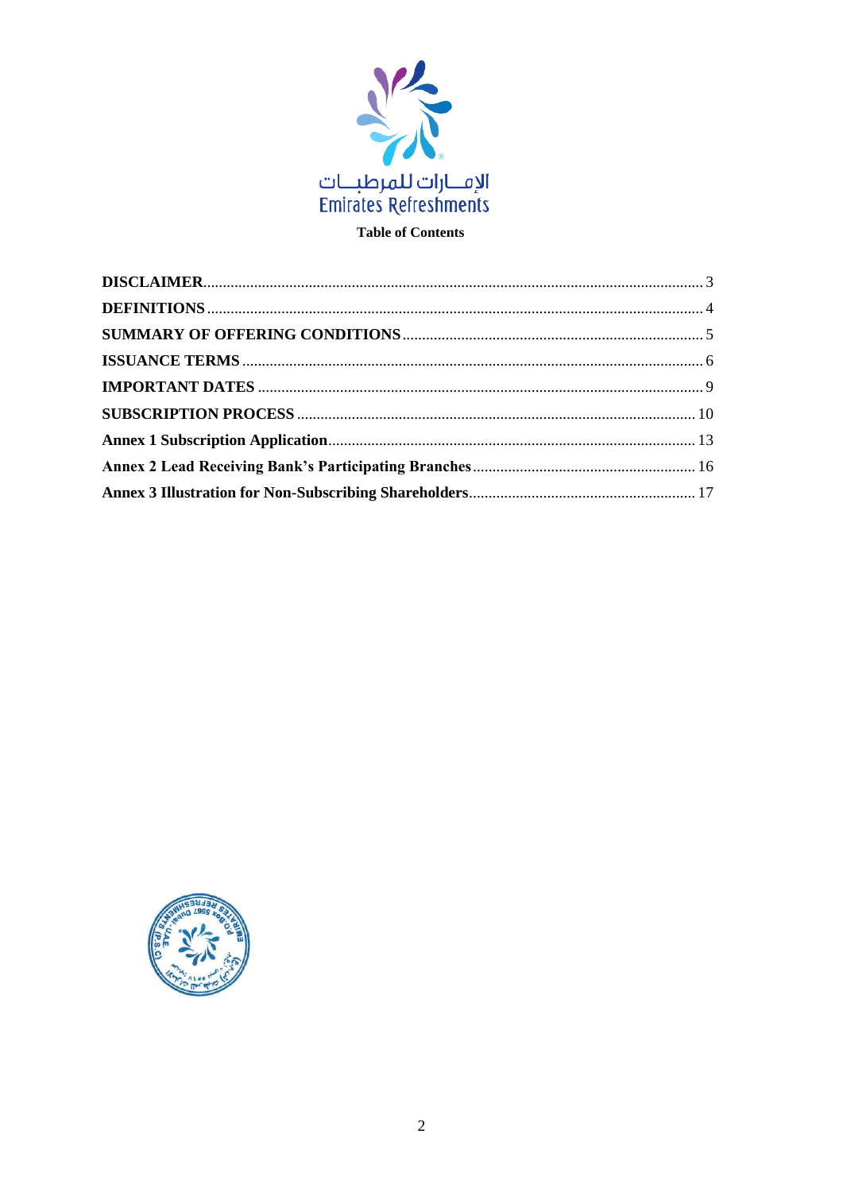الإمـــارات للمرطبـــات
Emirates Refreshments

**Table of Contents**

| | |
|---|---|
| **DISCLAIMER** | 3 |
| **DEFINITIONS** | 4 |
| **SUMMARY OF OFFERING CONDITIONS** | 5 |
| **ISSUANCE TERMS** | 6 |
| **IMPORTANT DATES** | 9 |
| **SUBSCRIPTION PROCESS** | 10 |
| **Annex 1 Subscription Application** | 13 |
| **Annex 2 Lead Receiving Bank's Participating Branches** | 16 |
| **Annex 3 Illustration for Non-Subscribing Shareholders** | 17 |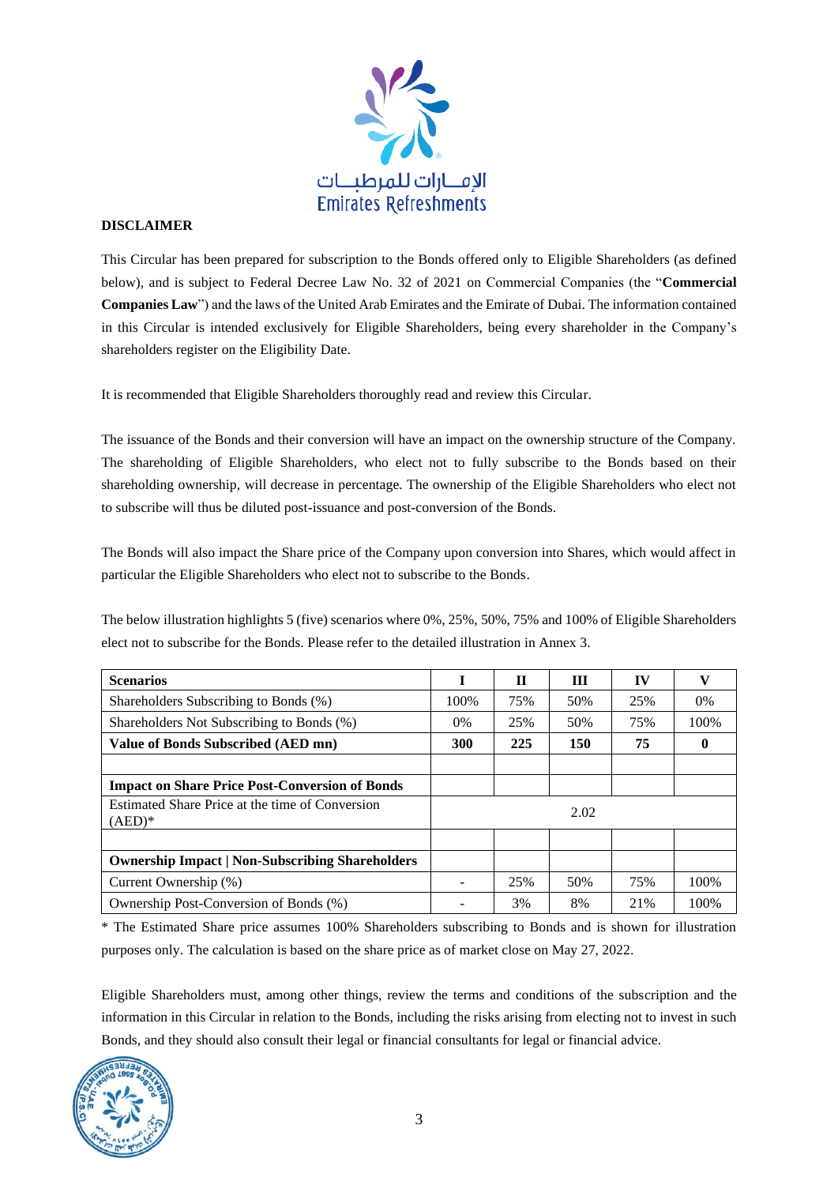## DISCLAIMER

This Circular has been prepared for subscription to the Bonds offered only to Eligible Shareholders (as defined below), and is subject to Federal Decree Law No. 32 of 2021 on Commercial Companies (the "**Commercial Companies Law**") and the laws of the United Arab Emirates and the Emirate of Dubai. The information contained in this Circular is intended exclusively for Eligible Shareholders, being every shareholder in the Company's shareholders register on the Eligibility Date.

It is recommended that Eligible Shareholders thoroughly read and review this Circular.

The issuance of the Bonds and their conversion will have an impact on the ownership structure of the Company. The shareholding of Eligible Shareholders, who elect not to fully subscribe to the Bonds based on their shareholding ownership, will decrease in percentage. The ownership of the Eligible Shareholders who elect not to subscribe will thus be diluted post-issuance and post-conversion of the Bonds.

The Bonds will also impact the Share price of the Company upon conversion into Shares, which would affect in particular the Eligible Shareholders who elect not to subscribe to the Bonds.

The below illustration highlights 5 (five) scenarios where 0%, 25%, 50%, 75% and 100% of Eligible Shareholders elect not to subscribe for the Bonds. Please refer to the detailed illustration in Annex 3.

| **Scenarios** | **I** | **II** | **III** | **IV** | **V** |
|---|---|---|---|---|---|
| Shareholders Subscribing to Bonds (%) | 100% | 75% | 50% | 25% | 0% |
| Shareholders Not Subscribing to Bonds (%) | 0% | 25% | 50% | 75% | 100% |
| **Value of Bonds Subscribed (AED mn)** | **300** | **225** | **150** | **75** | **0** |
| | | | | | |
| **Impact on Share Price Post-Conversion of Bonds** | | | | | |
| Estimated Share Price at the time of Conversion (AED)* | 2.02 | | | | |
| | | | | | |
| **Ownership Impact \| Non-Subscribing Shareholders** | | | | | |
| Current Ownership (%) | - | 25% | 50% | 75% | 100% |
| Ownership Post-Conversion of Bonds (%) | - | 3% | 8% | 21% | 100% |

* The Estimated Share price assumes 100% Shareholders subscribing to Bonds and is shown for illustration purposes only. The calculation is based on the share price as of market close on May 27, 2022.

Eligible Shareholders must, among other things, review the terms and conditions of the subscription and the information in this Circular in relation to the Bonds, including the risks arising from electing not to invest in such Bonds, and they should also consult their legal or financial consultants for legal or financial advice.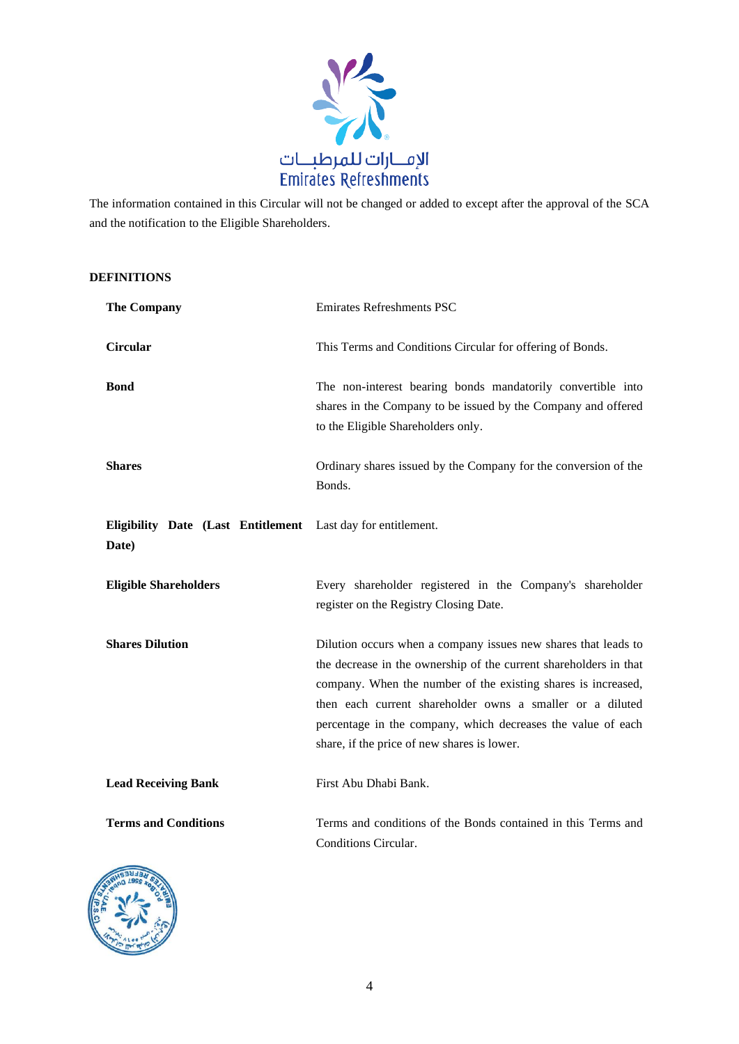The information contained in this Circular will not be changed or added to except after the approval of the SCA and the notification to the Eligible Shareholders.

**DEFINITIONS**

| | |
|---|---|
| **The Company** | Emirates Refreshments PSC |
| **Circular** | This Terms and Conditions Circular for offering of Bonds. |
| **Bond** | The non-interest bearing bonds mandatorily convertible into shares in the Company to be issued by the Company and offered to the Eligible Shareholders only. |
| **Shares** | Ordinary shares issued by the Company for the conversion of the Bonds. |
| **Eligibility Date (Last Entitlement Date)** | Last day for entitlement. |
| **Eligible Shareholders** | Every shareholder registered in the Company's shareholder register on the Registry Closing Date. |
| **Shares Dilution** | Dilution occurs when a company issues new shares that leads to the decrease in the ownership of the current shareholders in that company. When the number of the existing shares is increased, then each current shareholder owns a smaller or a diluted percentage in the company, which decreases the value of each share, if the price of new shares is lower. |
| **Lead Receiving Bank** | First Abu Dhabi Bank. |
| **Terms and Conditions** | Terms and conditions of the Bonds contained in this Terms and Conditions Circular. |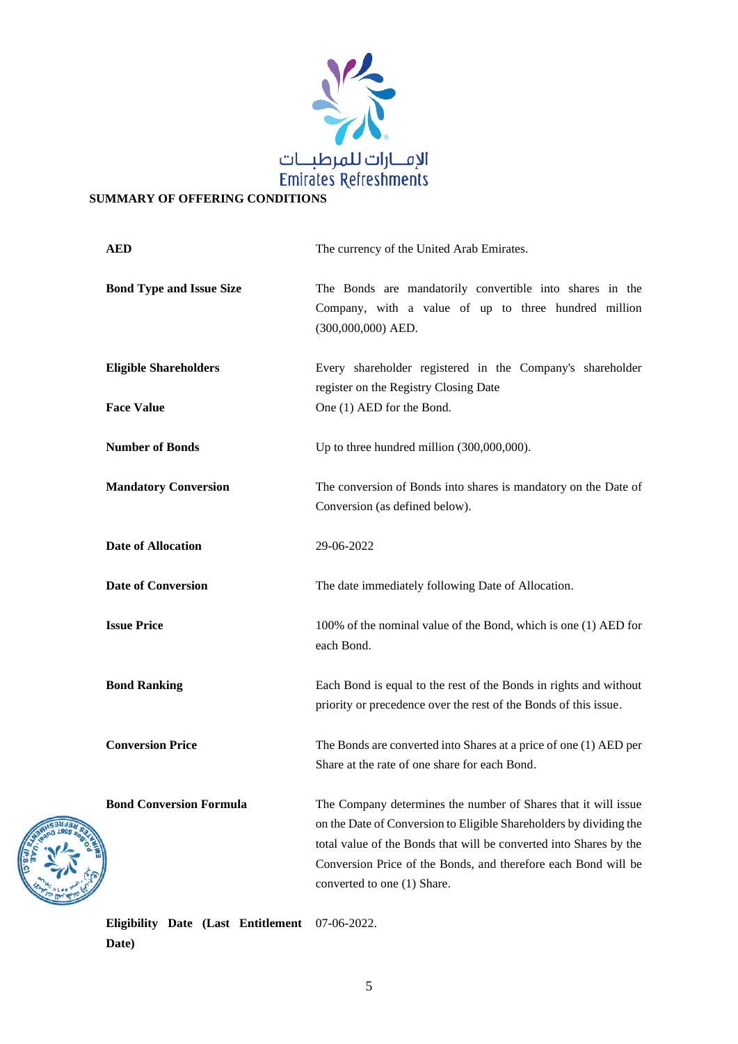## SUMMARY OF OFFERING CONDITIONS

| | |
|---|---|
| **AED** | The currency of the United Arab Emirates. |
| **Bond Type and Issue Size** | The Bonds are mandatorily convertible into shares in the Company, with a value of up to three hundred million (300,000,000) AED. |
| **Eligible Shareholders** | Every shareholder registered in the Company's shareholder register on the Registry Closing Date |
| **Face Value** | One (1) AED for the Bond. |
| **Number of Bonds** | Up to three hundred million (300,000,000). |
| **Mandatory Conversion** | The conversion of Bonds into shares is mandatory on the Date of Conversion (as defined below). |
| **Date of Allocation** | 29-06-2022 |
| **Date of Conversion** | The date immediately following Date of Allocation. |
| **Issue Price** | 100% of the nominal value of the Bond, which is one (1) AED for each Bond. |
| **Bond Ranking** | Each Bond is equal to the rest of the Bonds in rights and without priority or precedence over the rest of the Bonds of this issue. |
| **Conversion Price** | The Bonds are converted into Shares at a price of one (1) AED per Share at the rate of one share for each Bond. |
| **Bond Conversion Formula** | The Company determines the number of Shares that it will issue on the Date of Conversion to Eligible Shareholders by dividing the total value of the Bonds that will be converted into Shares by the Conversion Price of the Bonds, and therefore each Bond will be converted to one (1) Share. |
| **Eligibility Date (Last Entitlement Date)** | 07-06-2022. |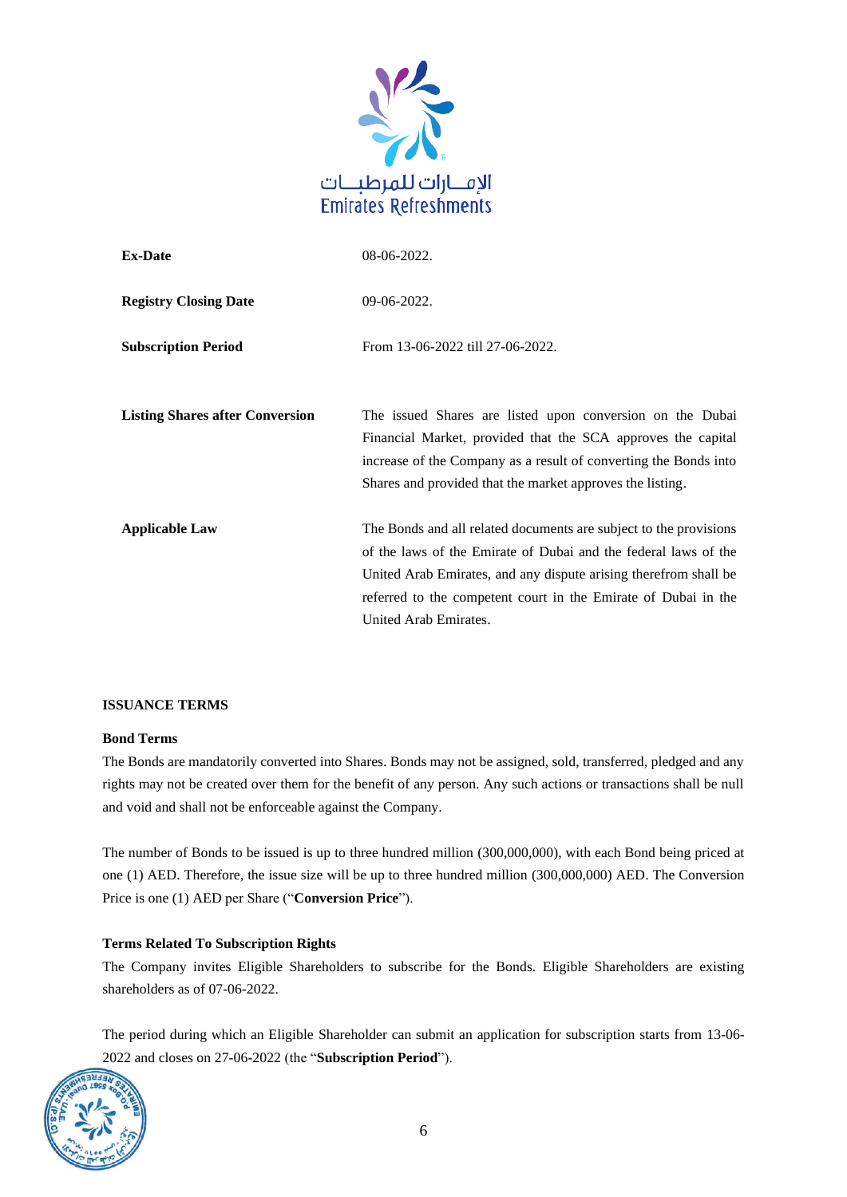| | |
|---|---|
| **Ex-Date** | 08-06-2022. |
| **Registry Closing Date** | 09-06-2022. |
| **Subscription Period** | From 13-06-2022 till 27-06-2022. |
| **Listing Shares after Conversion** | The issued Shares are listed upon conversion on the Dubai Financial Market, provided that the SCA approves the capital increase of the Company as a result of converting the Bonds into Shares and provided that the market approves the listing. |
| **Applicable Law** | The Bonds and all related documents are subject to the provisions of the laws of the Emirate of Dubai and the federal laws of the United Arab Emirates, and any dispute arising therefrom shall be referred to the competent court in the Emirate of Dubai in the United Arab Emirates. |

## ISSUANCE TERMS

### Bond Terms

The Bonds are mandatorily converted into Shares. Bonds may not be assigned, sold, transferred, pledged and any rights may not be created over them for the benefit of any person. Any such actions or transactions shall be null and void and shall not be enforceable against the Company.

The number of Bonds to be issued is up to three hundred million (300,000,000), with each Bond being priced at one (1) AED. Therefore, the issue size will be up to three hundred million (300,000,000) AED. The Conversion Price is one (1) AED per Share ("**Conversion Price**").

### Terms Related To Subscription Rights

The Company invites Eligible Shareholders to subscribe for the Bonds. Eligible Shareholders are existing shareholders as of 07-06-2022.

The period during which an Eligible Shareholder can submit an application for subscription starts from 13-06-2022 and closes on 27-06-2022 (the "**Subscription Period**").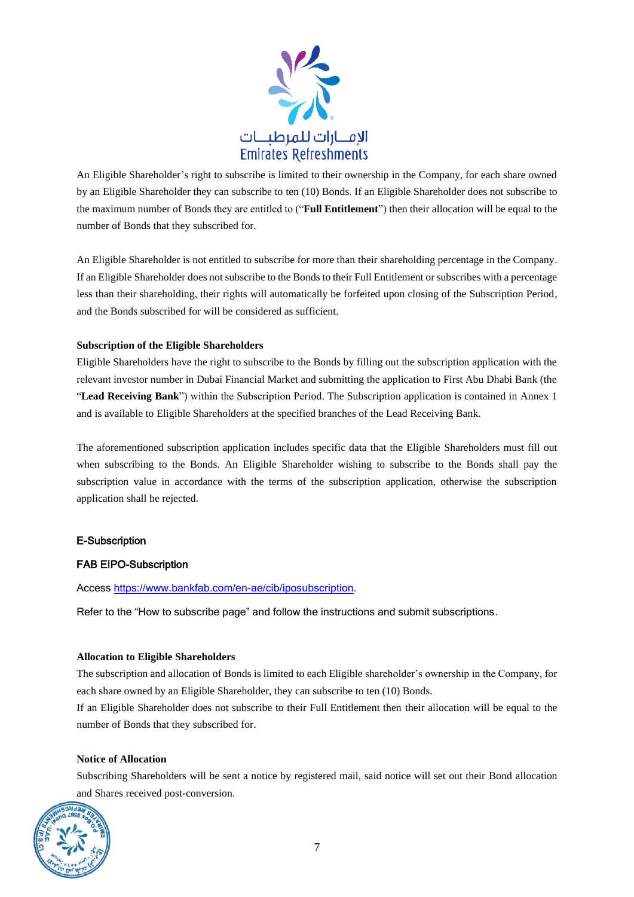An Eligible Shareholder's right to subscribe is limited to their ownership in the Company, for each share owned by an Eligible Shareholder they can subscribe to ten (10) Bonds. If an Eligible Shareholder does not subscribe to the maximum number of Bonds they are entitled to ("**Full Entitlement**") then their allocation will be equal to the number of Bonds that they subscribed for.

An Eligible Shareholder is not entitled to subscribe for more than their shareholding percentage in the Company. If an Eligible Shareholder does not subscribe to the Bonds to their Full Entitlement or subscribes with a percentage less than their shareholding, their rights will automatically be forfeited upon closing of the Subscription Period, and the Bonds subscribed for will be considered as sufficient.

**Subscription of the Eligible Shareholders**

Eligible Shareholders have the right to subscribe to the Bonds by filling out the subscription application with the relevant investor number in Dubai Financial Market and submitting the application to First Abu Dhabi Bank (the "**Lead Receiving Bank**") within the Subscription Period. The Subscription application is contained in Annex 1 and is available to Eligible Shareholders at the specified branches of the Lead Receiving Bank.

The aforementioned subscription application includes specific data that the Eligible Shareholders must fill out when subscribing to the Bonds. An Eligible Shareholder wishing to subscribe to the Bonds shall pay the subscription value in accordance with the terms of the subscription application, otherwise the subscription application shall be rejected.

**E-Subscription**

**FAB EIPO-Subscription**

Access https://www.bankfab.com/en-ae/cib/iposubscription.

Refer to the "How to subscribe page" and follow the instructions and submit subscriptions.

**Allocation to Eligible Shareholders**

The subscription and allocation of Bonds is limited to each Eligible shareholder's ownership in the Company, for each share owned by an Eligible Shareholder, they can subscribe to ten (10) Bonds.

If an Eligible Shareholder does not subscribe to their Full Entitlement then their allocation will be equal to the number of Bonds that they subscribed for.

**Notice of Allocation**

Subscribing Shareholders will be sent a notice by registered mail, said notice will set out their Bond allocation and Shares received post-conversion.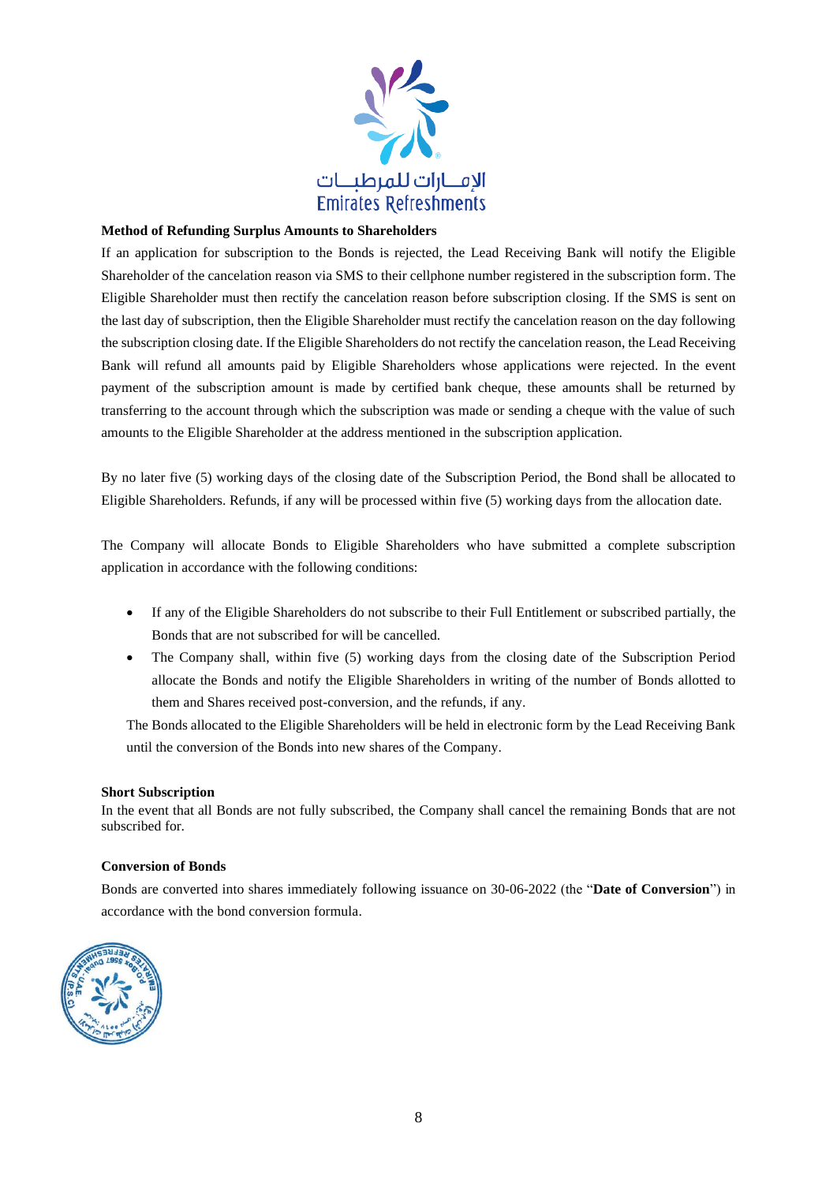### Method of Refunding Surplus Amounts to Shareholders

If an application for subscription to the Bonds is rejected, the Lead Receiving Bank will notify the Eligible Shareholder of the cancelation reason via SMS to their cellphone number registered in the subscription form. The Eligible Shareholder must then rectify the cancelation reason before subscription closing. If the SMS is sent on the last day of subscription, then the Eligible Shareholder must rectify the cancelation reason on the day following the subscription closing date. If the Eligible Shareholders do not rectify the cancelation reason, the Lead Receiving Bank will refund all amounts paid by Eligible Shareholders whose applications were rejected. In the event payment of the subscription amount is made by certified bank cheque, these amounts shall be returned by transferring to the account through which the subscription was made or sending a cheque with the value of such amounts to the Eligible Shareholder at the address mentioned in the subscription application.

By no later five (5) working days of the closing date of the Subscription Period, the Bond shall be allocated to Eligible Shareholders. Refunds, if any will be processed within five (5) working days from the allocation date.

The Company will allocate Bonds to Eligible Shareholders who have submitted a complete subscription application in accordance with the following conditions:

- If any of the Eligible Shareholders do not subscribe to their Full Entitlement or subscribed partially, the Bonds that are not subscribed for will be cancelled.
- The Company shall, within five (5) working days from the closing date of the Subscription Period allocate the Bonds and notify the Eligible Shareholders in writing of the number of Bonds allotted to them and Shares received post-conversion, and the refunds, if any.

The Bonds allocated to the Eligible Shareholders will be held in electronic form by the Lead Receiving Bank until the conversion of the Bonds into new shares of the Company.

### Short Subscription

In the event that all Bonds are not fully subscribed, the Company shall cancel the remaining Bonds that are not subscribed for.

### Conversion of Bonds

Bonds are converted into shares immediately following issuance on 30-06-2022 (the "**Date of Conversion**") in accordance with the bond conversion formula.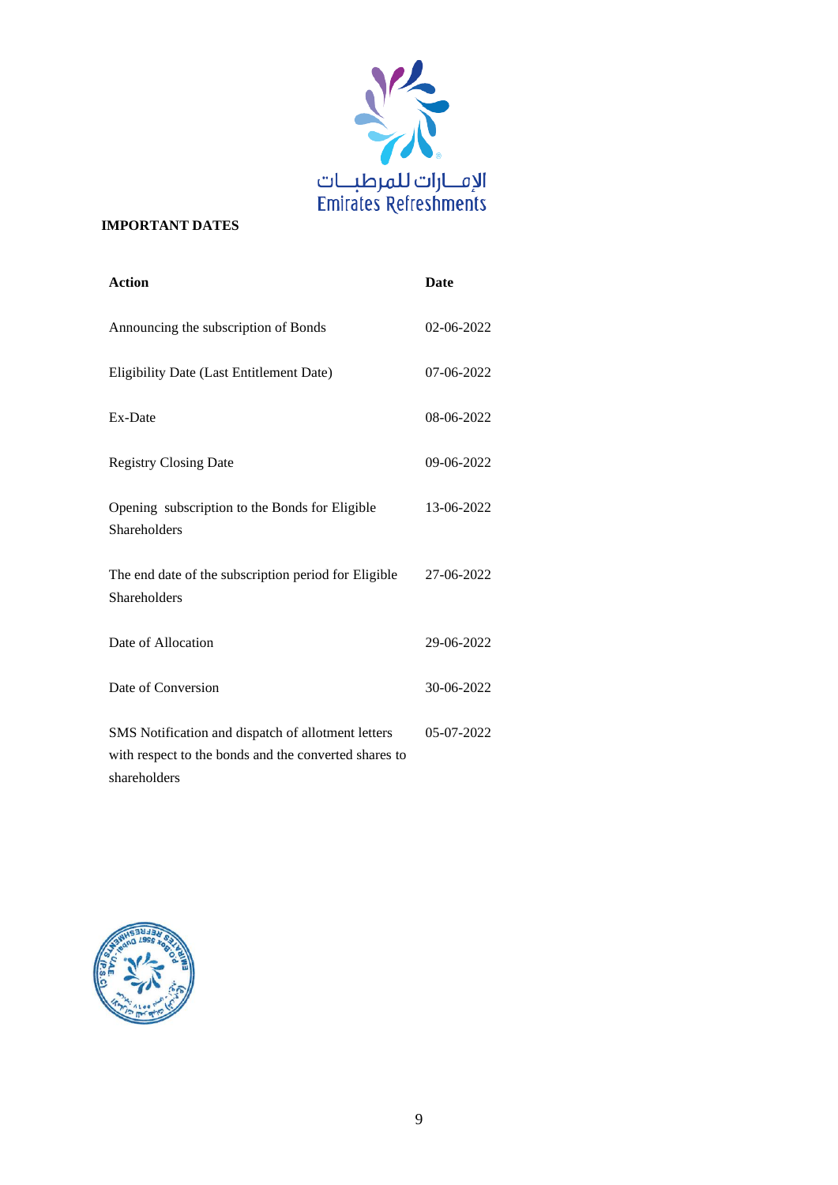**IMPORTANT DATES**

| Action | Date |
|---|---|
| Announcing the subscription of Bonds | 02-06-2022 |
| Eligibility Date (Last Entitlement Date) | 07-06-2022 |
| Ex-Date | 08-06-2022 |
| Registry Closing Date | 09-06-2022 |
| Opening subscription to the Bonds for Eligible Shareholders | 13-06-2022 |
| The end date of the subscription period for Eligible Shareholders | 27-06-2022 |
| Date of Allocation | 29-06-2022 |
| Date of Conversion | 30-06-2022 |
| SMS Notification and dispatch of allotment letters with respect to the bonds and the converted shares to shareholders | 05-07-2022 |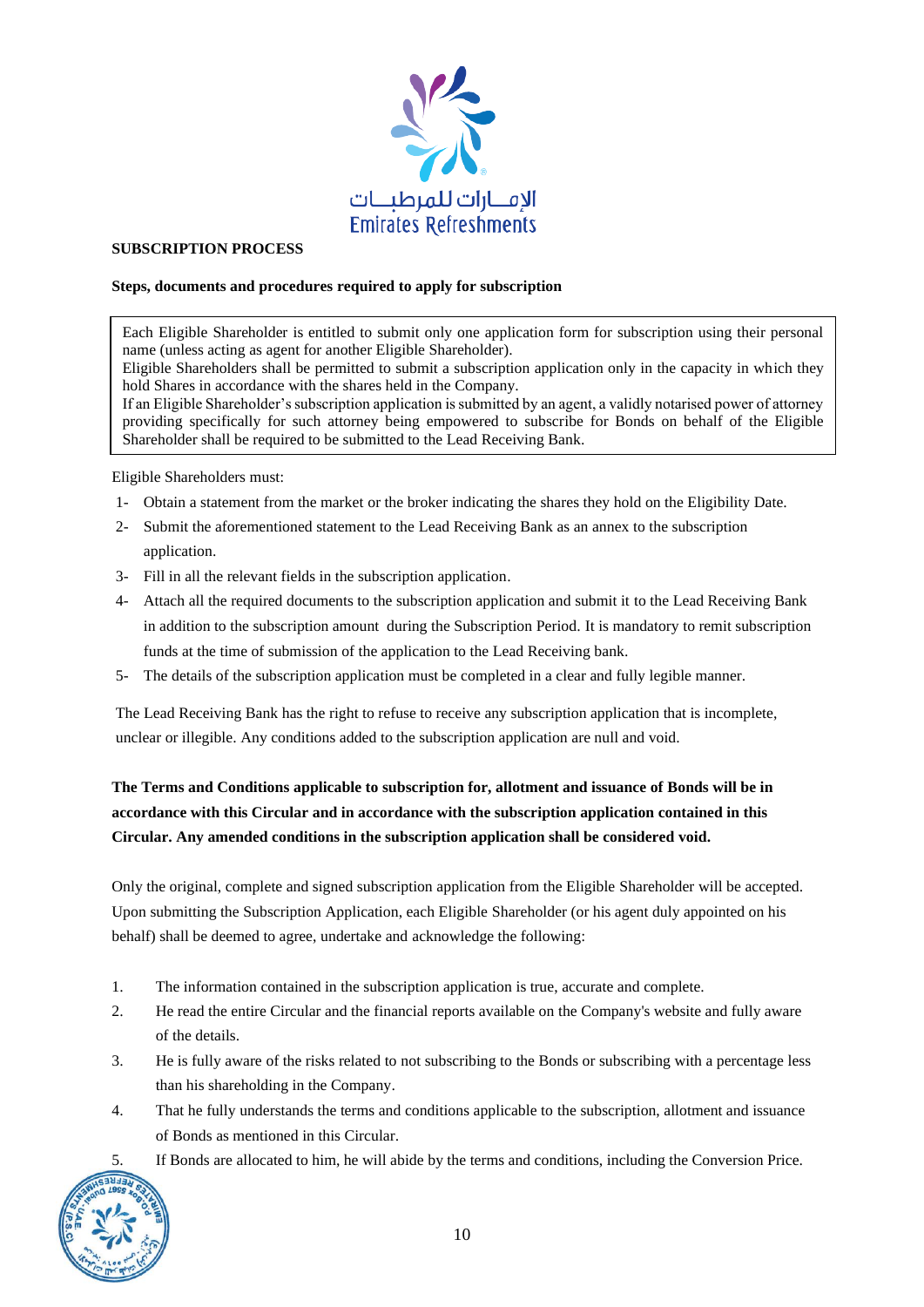**SUBSCRIPTION PROCESS**

**Steps, documents and procedures required to apply for subscription**

Each Eligible Shareholder is entitled to submit only one application form for subscription using their personal name (unless acting as agent for another Eligible Shareholder).
Eligible Shareholders shall be permitted to submit a subscription application only in the capacity in which they hold Shares in accordance with the shares held in the Company.
If an Eligible Shareholder's subscription application is submitted by an agent, a validly notarised power of attorney providing specifically for such attorney being empowered to subscribe for Bonds on behalf of the Eligible Shareholder shall be required to be submitted to the Lead Receiving Bank.

Eligible Shareholders must:

1- Obtain a statement from the market or the broker indicating the shares they hold on the Eligibility Date.
2- Submit the aforementioned statement to the Lead Receiving Bank as an annex to the subscription application.
3- Fill in all the relevant fields in the subscription application.
4- Attach all the required documents to the subscription application and submit it to the Lead Receiving Bank in addition to the subscription amount during the Subscription Period. It is mandatory to remit subscription funds at the time of submission of the application to the Lead Receiving bank.
5- The details of the subscription application must be completed in a clear and fully legible manner.

The Lead Receiving Bank has the right to refuse to receive any subscription application that is incomplete, unclear or illegible. Any conditions added to the subscription application are null and void.

**The Terms and Conditions applicable to subscription for, allotment and issuance of Bonds will be in accordance with this Circular and in accordance with the subscription application contained in this Circular. Any amended conditions in the subscription application shall be considered void.**

Only the original, complete and signed subscription application from the Eligible Shareholder will be accepted. Upon submitting the Subscription Application, each Eligible Shareholder (or his agent duly appointed on his behalf) shall be deemed to agree, undertake and acknowledge the following:

1. The information contained in the subscription application is true, accurate and complete.
2. He read the entire Circular and the financial reports available on the Company's website and fully aware of the details.
3. He is fully aware of the risks related to not subscribing to the Bonds or subscribing with a percentage less than his shareholding in the Company.
4. That he fully understands the terms and conditions applicable to the subscription, allotment and issuance of Bonds as mentioned in this Circular.
5. If Bonds are allocated to him, he will abide by the terms and conditions, including the Conversion Price.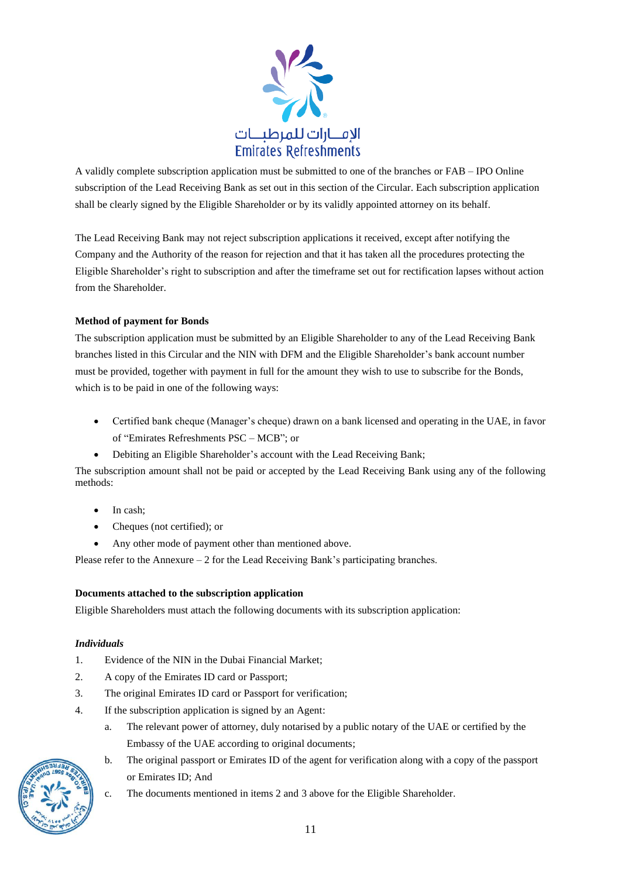A validly complete subscription application must be submitted to one of the branches or FAB – IPO Online subscription of the Lead Receiving Bank as set out in this section of the Circular. Each subscription application shall be clearly signed by the Eligible Shareholder or by its validly appointed attorney on its behalf.

The Lead Receiving Bank may not reject subscription applications it received, except after notifying the Company and the Authority of the reason for rejection and that it has taken all the procedures protecting the Eligible Shareholder's right to subscription and after the timeframe set out for rectification lapses without action from the Shareholder.

**Method of payment for Bonds**

The subscription application must be submitted by an Eligible Shareholder to any of the Lead Receiving Bank branches listed in this Circular and the NIN with DFM and the Eligible Shareholder's bank account number must be provided, together with payment in full for the amount they wish to use to subscribe for the Bonds, which is to be paid in one of the following ways:

- Certified bank cheque (Manager's cheque) drawn on a bank licensed and operating in the UAE, in favor of "Emirates Refreshments PSC – MCB"; or
- Debiting an Eligible Shareholder's account with the Lead Receiving Bank;

The subscription amount shall not be paid or accepted by the Lead Receiving Bank using any of the following methods:

- In cash;
- Cheques (not certified); or
- Any other mode of payment other than mentioned above.

Please refer to the Annexure – 2 for the Lead Receiving Bank's participating branches.

**Documents attached to the subscription application**

Eligible Shareholders must attach the following documents with its subscription application:

***Individuals***

1. Evidence of the NIN in the Dubai Financial Market;
2. A copy of the Emirates ID card or Passport;
3. The original Emirates ID card or Passport for verification;
4. If the subscription application is signed by an Agent:
   a. The relevant power of attorney, duly notarised by a public notary of the UAE or certified by the Embassy of the UAE according to original documents;
   b. The original passport or Emirates ID of the agent for verification along with a copy of the passport or Emirates ID; And
   c. The documents mentioned in items 2 and 3 above for the Eligible Shareholder.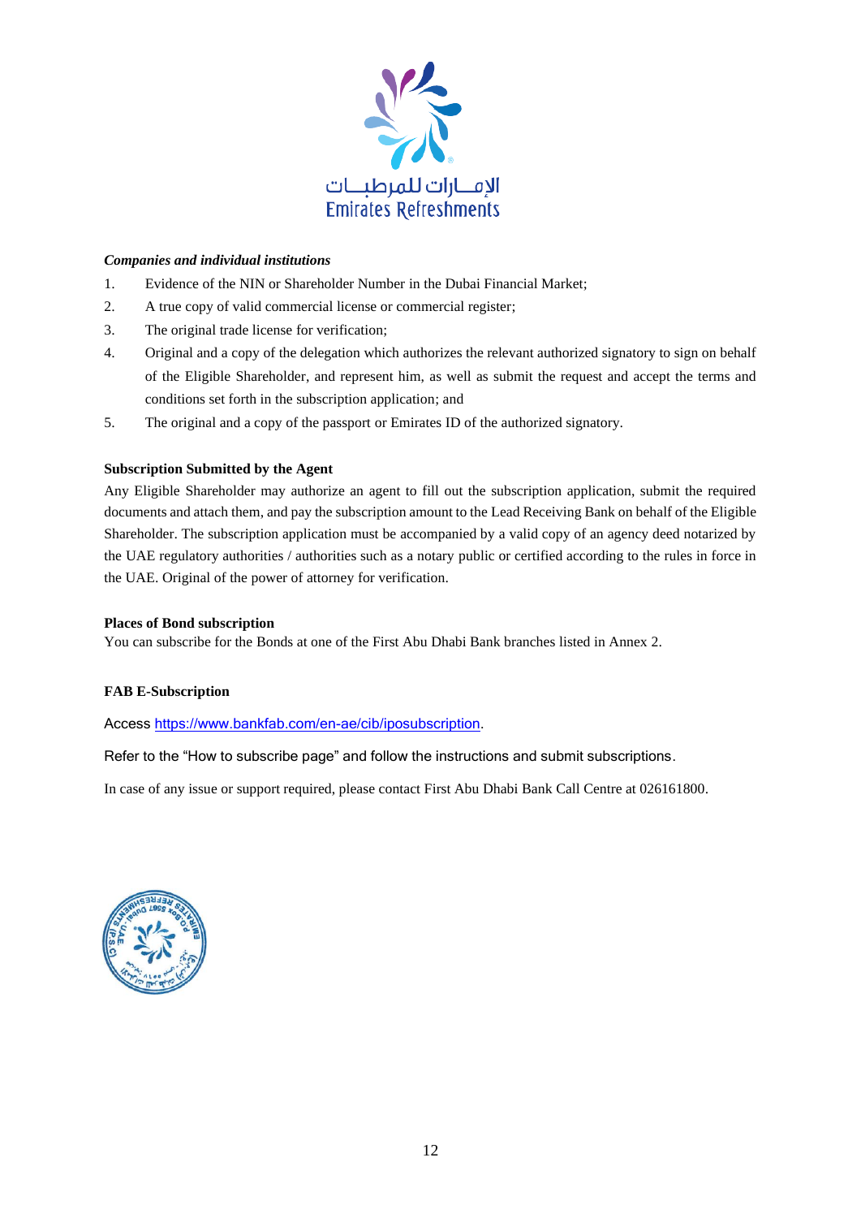***Companies and individual institutions***

1. Evidence of the NIN or Shareholder Number in the Dubai Financial Market;
2. A true copy of valid commercial license or commercial register;
3. The original trade license for verification;
4. Original and a copy of the delegation which authorizes the relevant authorized signatory to sign on behalf of the Eligible Shareholder, and represent him, as well as submit the request and accept the terms and conditions set forth in the subscription application; and
5. The original and a copy of the passport or Emirates ID of the authorized signatory.

**Subscription Submitted by the Agent**

Any Eligible Shareholder may authorize an agent to fill out the subscription application, submit the required documents and attach them, and pay the subscription amount to the Lead Receiving Bank on behalf of the Eligible Shareholder. The subscription application must be accompanied by a valid copy of an agency deed notarized by the UAE regulatory authorities / authorities such as a notary public or certified according to the rules in force in the UAE. Original of the power of attorney for verification.

**Places of Bond subscription**

You can subscribe for the Bonds at one of the First Abu Dhabi Bank branches listed in Annex 2.

**FAB E-Subscription**

Access https://www.bankfab.com/en-ae/cib/iposubscription.

Refer to the "How to subscribe page" and follow the instructions and submit subscriptions.

In case of any issue or support required, please contact First Abu Dhabi Bank Call Centre at 026161800.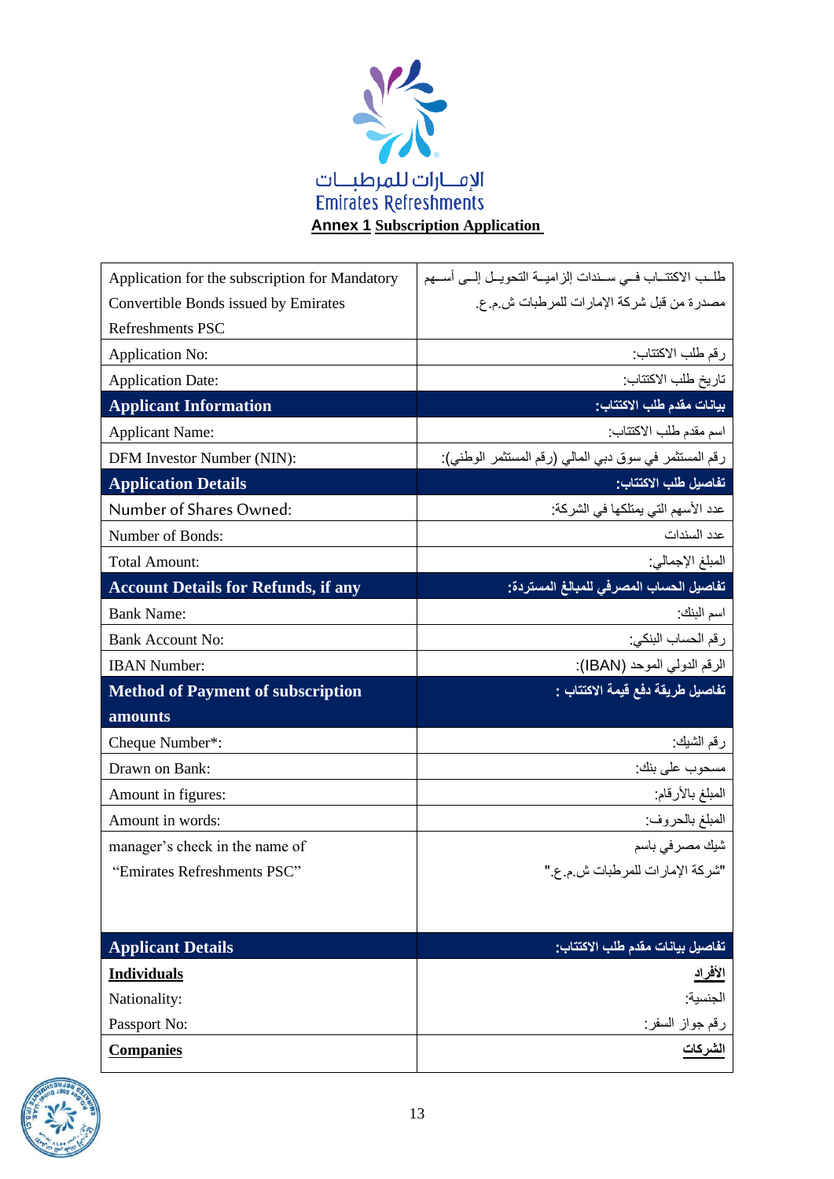الإمـــارات للمرطبـــات
Emirates Refreshments

**Annex 1 Subscription Application**

| | |
|---|---|
| Application for the subscription for Mandatory Convertible Bonds issued by Emirates Refreshments PSC | طلـب الاكتتـاب فـي سـندات إلزاميـة التحويـل إلـى أسـهم مصدرة من قبل شركة الإمارات للمرطبات ش.م.ع. |
| Application No: | رقم طلب الاكتتاب: |
| Application Date: | تاريخ طلب الاكتتاب: |
| **Applicant Information** | **بيانات مقدم طلب الاكتتاب:** |
| Applicant Name: | اسم مقدم طلب الاكتتاب: |
| DFM Investor Number (NIN): | رقم المستثمر في سوق دبي المالي (رقم المستثمر الوطني): |
| **Application Details** | **تفاصيل طلب الاكتتاب:** |
| Number of Shares Owned: | عدد الأسهم التي يمتلكها في الشركة: |
| Number of Bonds: | عدد السندات |
| Total Amount: | المبلغ الإجمالي: |
| **Account Details for Refunds, if any** | **تفاصيل الحساب المصرفي للمبالغ المستردة:** |
| Bank Name: | اسم البنك: |
| Bank Account No: | رقم الحساب البنكي: |
| IBAN Number: | الرقم الدولي الموحد (IBAN): |
| **Method of Payment of subscription amounts** | **تفاصيل طريقة دفع قيمة الاكتتاب :** |
| Cheque Number*: | رقم الشيك: |
| Drawn on Bank: | مسحوب على بنك: |
| Amount in figures: | المبلغ بالأرقام: |
| Amount in words: | المبلغ بالحروف: |
| manager's check in the name of "Emirates Refreshments PSC" | شيك مصرفي باسم "شركة الإمارات للمرطبات ش.م.ع." |
| **Applicant Details** | **تفاصيل بيانات مقدم طلب الاكتتاب:** |
| **Individuals** | **الأفراد** |
| Nationality: | الجنسية: |
| Passport No: | رقم جواز السفر: |
| **Companies** | **الشركات** |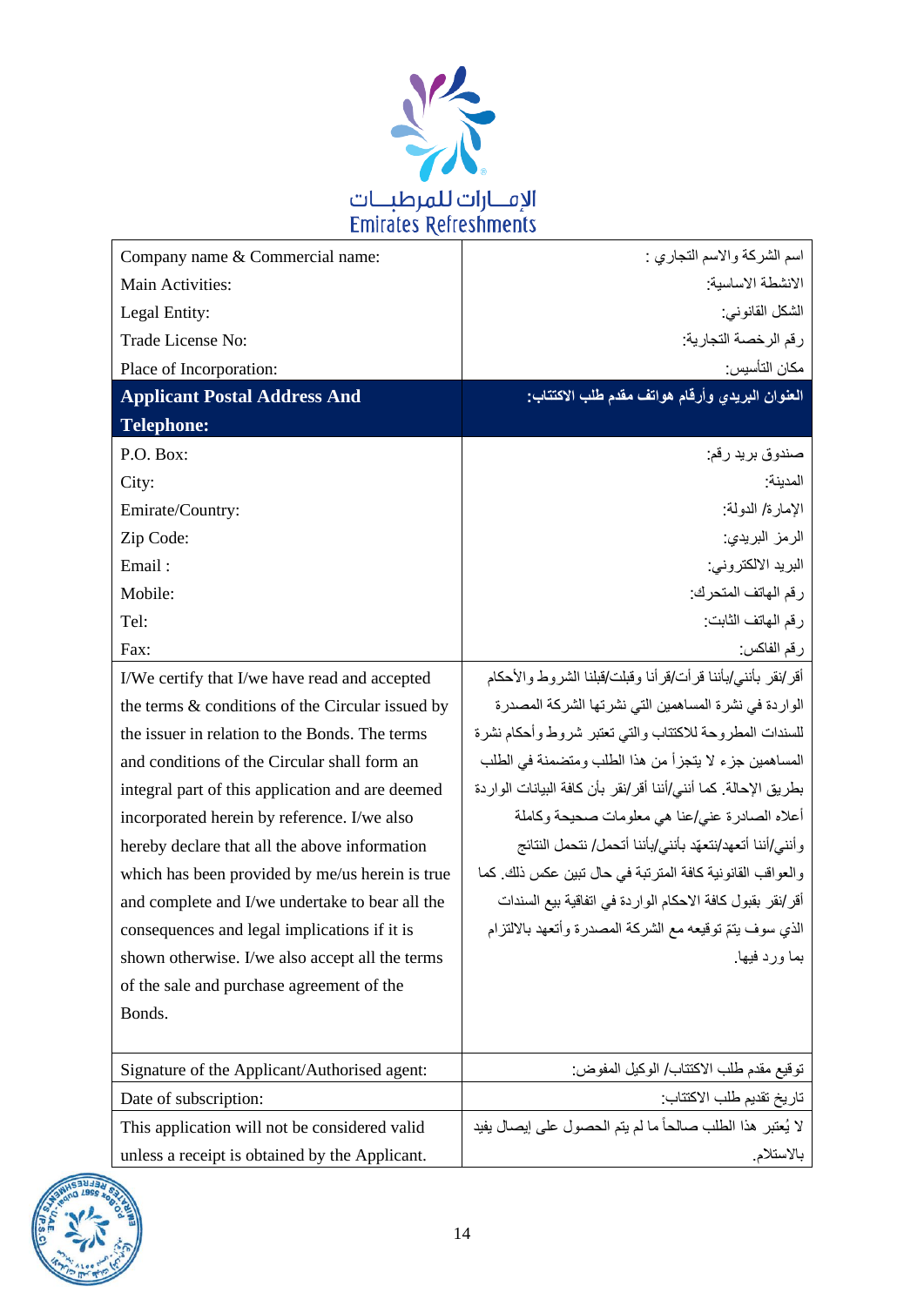الإمـــارات للمرطبـــات
Emirates Refreshments

| | |
|---|---|
| Company name & Commercial name: | اسم الشركة والاسم التجاري : |
| Main Activities: | الانشطة الاساسية: |
| Legal Entity: | الشكل القانوني: |
| Trade License No: | رقم الرخصة التجارية: |
| Place of Incorporation: | مكان التأسيس: |
| **Applicant Postal Address And Telephone:** | **العنوان البريدي وأرقام هواتف مقدم طلب الاكتتاب:** |
| P.O. Box: | صندوق بريد رقم: |
| City: | المدينة: |
| Emirate/Country: | الإمارة/ الدولة: |
| Zip Code: | الرمز البريدي: |
| Email : | البريد الالكتروني: |
| Mobile: | رقم الهاتف المتحرك: |
| Tel: | رقم الهاتف الثابت: |
| Fax: | رقم الفاكس: |
| I/We certify that I/we have read and accepted the terms & conditions of the Circular issued by the issuer in relation to the Bonds. The terms and conditions of the Circular shall form an integral part of this application and are deemed incorporated herein by reference. I/we also hereby declare that all the above information which has been provided by me/us herein is true and complete and I/we undertake to bear all the consequences and legal implications if it is shown otherwise. I/we also accept all the terms of the sale and purchase agreement of the Bonds. | أقر/نقر بأنني/بأننا قرأت/قرأنا وقبلت/قبلنا الشروط والأحكام الواردة في نشرة المساهمين التي نشرتها الشركة المصدرة للسندات المطروحة للاكتتاب والتي تعتبر شروط وأحكام نشرة المساهمين جزء لا يتجزأ من هذا الطلب ومتضمنة في الطلب بطريق الإحالة. كما أنني/أننا أقر/نقر بأن كافة البيانات الواردة أعلاه الصادرة عني/عنا هي معلومات صحيحة وكاملة وأنني/أننا أتعهد/نتعهّد بأنني/بأننا أتحمل/ نتحمل النتائج والعواقب القانونية كافة المترتبة في حال تبين عكس ذلك. كما أقر/نقر بقبول كافة الاحكام الواردة في اتفاقية بيع السندات الذي سوف يتمّ توقيعه مع الشركة المصدرة وأتعهد بالالتزام بما ورد فيها. |
| Signature of the Applicant/Authorised agent: | توقيع مقدم طلب الاكتتاب/ الوكيل المفوض: |
| Date of subscription: | تاريخ تقديم طلب الاكتتاب: |
| This application will not be considered valid unless a receipt is obtained by the Applicant. | لا يُعتبر هذا الطلب صالحاً ما لم يتم الحصول على إيصال يفيد بالاستلام. |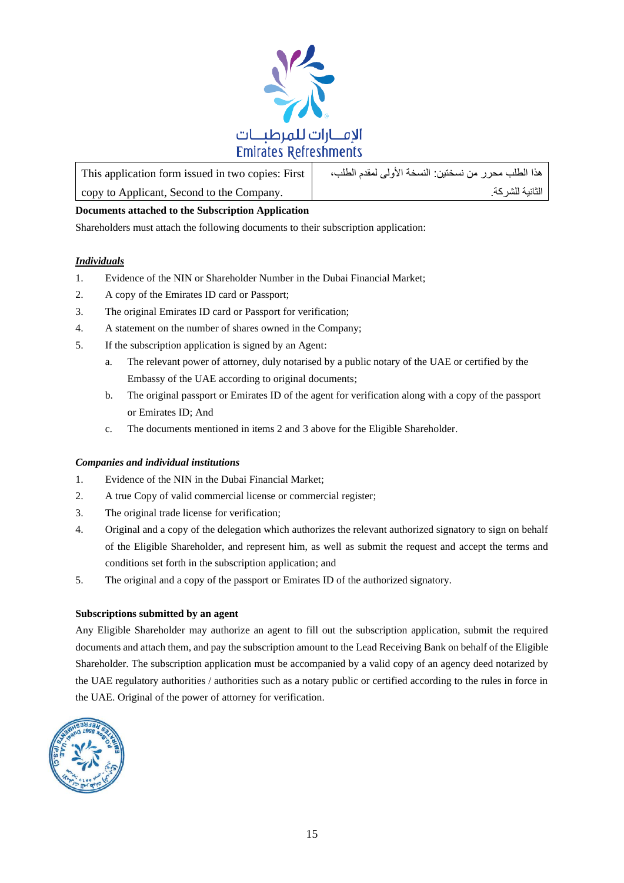| | |
|---|---|
| This application form issued in two copies: First copy to Applicant, Second to the Company. | هذا الطلب محرر من نسختين: النسخة الأولى لمقدم الطلب، الثانية للشركة. |

**Documents attached to the Subscription Application**

Shareholders must attach the following documents to their subscription application:

***Individuals***

1. Evidence of the NIN or Shareholder Number in the Dubai Financial Market;
2. A copy of the Emirates ID card or Passport;
3. The original Emirates ID card or Passport for verification;
4. A statement on the number of shares owned in the Company;
5. If the subscription application is signed by an Agent:
   a. The relevant power of attorney, duly notarised by a public notary of the UAE or certified by the Embassy of the UAE according to original documents;
   b. The original passport or Emirates ID of the agent for verification along with a copy of the passport or Emirates ID; And
   c. The documents mentioned in items 2 and 3 above for the Eligible Shareholder.

***Companies and individual institutions***

1. Evidence of the NIN in the Dubai Financial Market;
2. A true Copy of valid commercial license or commercial register;
3. The original trade license for verification;
4. Original and a copy of the delegation which authorizes the relevant authorized signatory to sign on behalf of the Eligible Shareholder, and represent him, as well as submit the request and accept the terms and conditions set forth in the subscription application; and
5. The original and a copy of the passport or Emirates ID of the authorized signatory.

**Subscriptions submitted by an agent**

Any Eligible Shareholder may authorize an agent to fill out the subscription application, submit the required documents and attach them, and pay the subscription amount to the Lead Receiving Bank on behalf of the Eligible Shareholder. The subscription application must be accompanied by a valid copy of an agency deed notarized by the UAE regulatory authorities / authorities such as a notary public or certified according to the rules in force in the UAE. Original of the power of attorney for verification.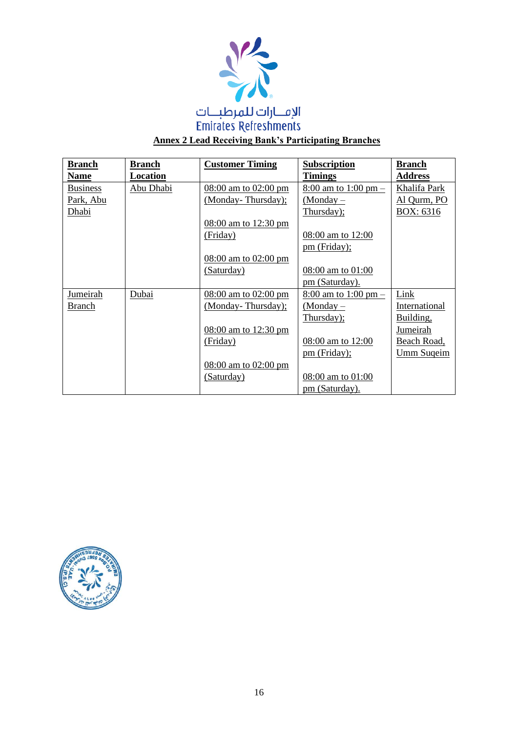الإمــارات للمرطبــات
Emirates Refreshments

**Annex 2 Lead Receiving Bank's Participating Branches**

| Branch Name | Branch Location | Customer Timing | Subscription Timings | Branch Address |
|---|---|---|---|---|
| Business Park, Abu Dhabi | Abu Dhabi | 08:00 am to 02:00 pm (Monday- Thursday); 08:00 am to 12:30 pm (Friday) 08:00 am to 02:00 pm (Saturday) | 8:00 am to 1:00 pm – (Monday – Thursday); 08:00 am to 12:00 pm (Friday); 08:00 am to 01:00 pm (Saturday). | Khalifa Park Al Qurm, PO BOX: 6316 |
| Jumeirah Branch | Dubai | 08:00 am to 02:00 pm (Monday- Thursday); 08:00 am to 12:30 pm (Friday) 08:00 am to 02:00 pm (Saturday) | 8:00 am to 1:00 pm – (Monday – Thursday); 08:00 am to 12:00 pm (Friday); 08:00 am to 01:00 pm (Saturday). | Link International Building, Jumeirah Beach Road, Umm Suqeim |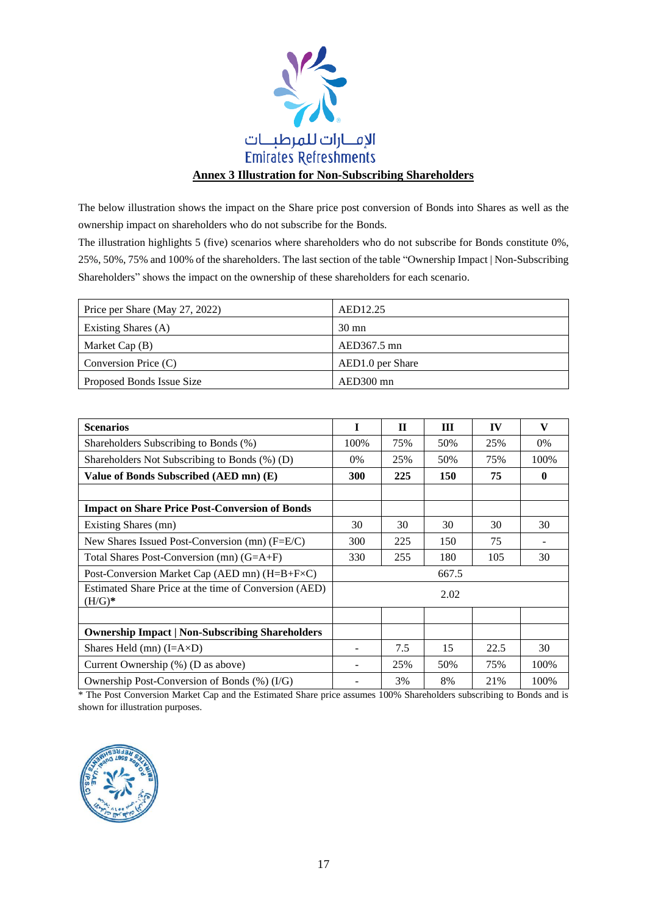الإمــارات للمرطبــات
Emirates Refreshments

**Annex 3 Illustration for Non-Subscribing Shareholders**

The below illustration shows the impact on the Share price post conversion of Bonds into Shares as well as the ownership impact on shareholders who do not subscribe for the Bonds.

The illustration highlights 5 (five) scenarios where shareholders who do not subscribe for Bonds constitute 0%, 25%, 50%, 75% and 100% of the shareholders. The last section of the table "Ownership Impact | Non-Subscribing Shareholders" shows the impact on the ownership of these shareholders for each scenario.

| | |
|---|---|
| Price per Share (May 27, 2022) | AED12.25 |
| Existing Shares (A) | 30 mn |
| Market Cap (B) | AED367.5 mn |
| Conversion Price (C) | AED1.0 per Share |
| Proposed Bonds Issue Size | AED300 mn |

| **Scenarios** | **I** | **II** | **III** | **IV** | **V** |
|---|---|---|---|---|---|
| Shareholders Subscribing to Bonds (%) | 100% | 75% | 50% | 25% | 0% |
| Shareholders Not Subscribing to Bonds (%) (D) | 0% | 25% | 50% | 75% | 100% |
| **Value of Bonds Subscribed (AED mn) (E)** | **300** | **225** | **150** | **75** | **0** |
| | | | | | |
| **Impact on Share Price Post-Conversion of Bonds** | | | | | |
| Existing Shares (mn) | 30 | 30 | 30 | 30 | 30 |
| New Shares Issued Post-Conversion (mn) (F=E/C) | 300 | 225 | 150 | 75 | - |
| Total Shares Post-Conversion (mn) (G=A+F) | 330 | 255 | 180 | 105 | 30 |
| Post-Conversion Market Cap (AED mn) (H=B+F×C) | | | 667.5 | | |
| Estimated Share Price at the time of Conversion (AED) (H/G)* | | | 2.02 | | |
| | | | | | |
| **Ownership Impact \| Non-Subscribing Shareholders** | | | | | |
| Shares Held (mn) (I=A×D) | - | 7.5 | 15 | 22.5 | 30 |
| Current Ownership (%) (D as above) | - | 25% | 50% | 75% | 100% |
| Ownership Post-Conversion of Bonds (%) (I/G) | - | 3% | 8% | 21% | 100% |

\* The Post Conversion Market Cap and the Estimated Share price assumes 100% Shareholders subscribing to Bonds and is shown for illustration purposes.